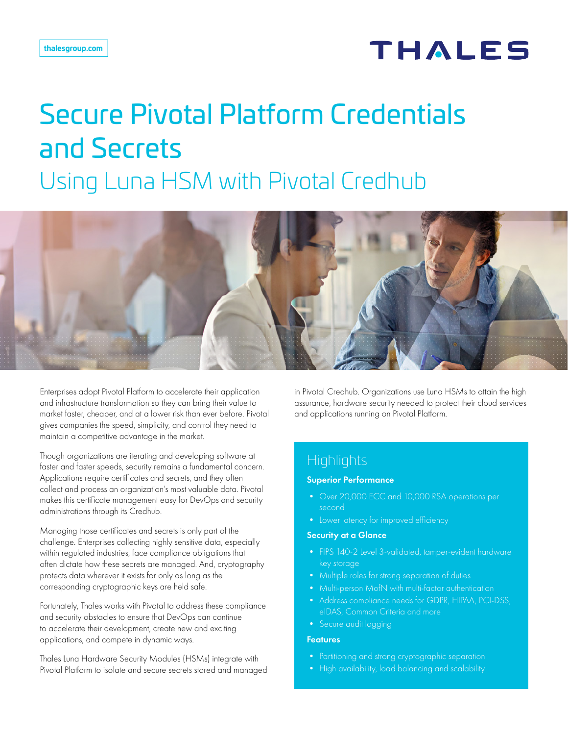thalesgroup.com

# Secure Pivotal Platform Credentials and Secrets

## Using Luna HSM with Pivotal Credhub

Enterprises adopt Pivotal Platform to accelerate their application and infrastructure transformation so they can bring their value to market faster, cheaper, and at a lower risk than ever before. Pivotal gives companies the speed, simplicity, and control they need to maintain a competitive advantage in the market.

Though organizations are iterating and developing software at faster and faster speeds, security remains a fundamental concern. Applications require certificates and secrets, and they often collect and process an organization's most valuable data. Pivotal makes this certificate management easy for DevOps and security administrations through its Credhub.

Managing those certificates and secrets is only part of the challenge. Enterprises collecting highly sensitive data, especially within regulated industries, face compliance obligations that often dictate how these secrets are managed. And, cryptography protects data wherever it exists for only as long as the corresponding cryptographic keys are held safe.

Fortunately, Thales works with Pivotal to address these compliance and security obstacles to ensure that DevOps can continue to accelerate their development, create new and exciting applications, and compete in dynamic ways.

Thales Luna Hardware Security Modules (HSMs) integrate with Pivotal Platform to isolate and secure secrets stored and managed in Pivotal Credhub. Organizations use Luna HSMs to attain the high assurance, hardware security needed to protect their cloud services and applications running on Pivotal Platform.

## Highlights

### Superior Performance

- Over 20,000 ECC and 10,000 RSA operations per second
- Lower latency for improved efficiency

### Security at a Glance

- FIPS 140-2 Level 3-validated, tamper-evident hardware key storage
- Multiple roles for strong separation of duties
- Multi-person MofN with multi-factor authentication
- Address compliance needs for GDPR, HIPAA, PCI-DSS, eIDAS, Common Criteria and more
- Secure audit logging

### Features

- Partitioning and strong cryptographic separation
- High availability, load balancing and scalability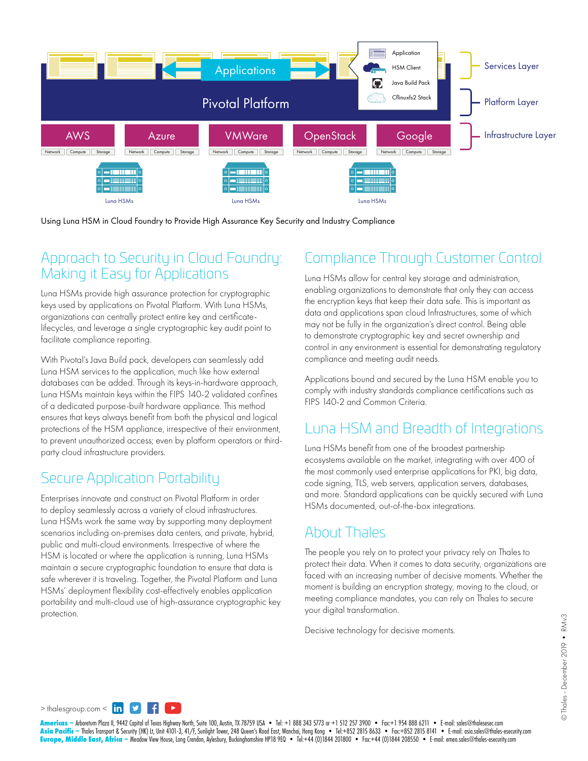Applications

Pivotal Platform

Application

HSM Client

Java Build Pack

Cflinuxfs2 Stack

Services Layer

Platform Layer

Infrastructure Layer

AWS

Network Compute Storage

Azure

Network Compute Storage

VMWare

Network Compute Storage

OpenStack

Network Compute Storage

Google

Network Compute Storage

Luna HSMs

Luna HSMs

Luna HSMs

Using Luna HSM in Cloud Foundry to Provide High Assurance Key Security and Industry Compliance

## Approach to Security in Cloud Foundry: Making it Easy for Applications

Luna HSMs provide high assurance protection for cryptographic keys used by applications on Pivotal Platform. With Luna HSMs, organizations can centrally protect entire key and certificate-lifecycles, and leverage a single cryptographic key audit point to facilitate compliance reporting.

With Pivotal's Java Build pack, developers can seamlessly add Luna HSM services to the application, much like how external databases can be added. Through its keys-in-hardware approach, Luna HSMs maintain keys within the FIPS 140-2 validated confines of a dedicated purpose-built hardware appliance. This method ensures that keys always benefit from both the physical and logical protections of the HSM appliance, irrespective of their environment, to prevent unauthorized access; even by platform operators or third-party cloud infrastructure providers.

## Secure Application Portability

Enterprises innovate and construct on Pivotal Platform in order to deploy seamlessly across a variety of cloud infrastructures. Luna HSMs work the same way by supporting many deployment scenarios including on-premises data centers, and private, hybrid, public and multi-cloud environments. Irrespective of where the HSM is located or where the application is running, Luna HSMs maintain a secure cryptographic foundation to ensure that data is safe wherever it is traveling. Together, the Pivotal Platform and Luna HSMs' deployment flexibility cost-effectively enables application portability and multi-cloud use of high-assurance cryptographic key protection.

## Compliance Through Customer Control

Luna HSMs allow for central key storage and administration, enabling organizations to demonstrate that only they can access the encryption keys that keep their data safe. This is important as data and applications span cloud Infrastructures, some of which may not be fully in the organization's direct control. Being able to demonstrate cryptographic key and secret ownership and control in any environment is essential for demonstrating regulatory compliance and meeting audit needs.

Applications bound and secured by the Luna HSM enable you to comply with industry standards compliance certifications such as FIPS 140-2 and Common Criteria.

## Luna HSM and Breadth of Integrations

Luna HSMs benefit from one of the broadest partnership ecosystems available on the market, integrating with over 400 of the most commonly used enterprise applications for PKI, big data, code signing, TLS, web servers, application servers, databases, and more. Standard applications can be quickly secured with Luna HSMs documented, out-of-the-box integrations.

## About Thales

The people you rely on to protect your privacy rely on Thales to protect their data. When it comes to data security, organizations are faced with an increasing number of decisive moments. Whether the moment is building an encryption strategy, moving to the cloud, or meeting compliance mandates, you can rely on Thales to secure your digital transformation.

Decisive technology for decisive moments.

> thalesgroup.com <

**Americas –** Arboretum Plaza II, 9442 Capital of Texas Highway North, Suite 100, Austin, TX 78759 USA • Tel: +1 888 343 5773 or +1 512 257 3900 • Fax:+1 954 888 6211 • E-mail: sales@thalesesec.com
**Asia Pacific –** Thales Transport & Security (HK) Lt, Unit 4101-3, 41/F, Sunlight Tower, 248 Queen's Road East, Wanchai, Hong Kong • Tel:+852 2815 8633 • Fax:+852 2815 8141 • E-mail: asia.sales@thales-esecurity.com
**Europe, Middle East, Africa –** Meadow View House, Long Crendon, Aylesbury, Buckinghamshire HP18 9EQ • Tel:+44 (0)1844 201800 • Fax:+44 (0)1844 208550 • E-mail: emea.sales@thales-esecurity.com

© Thales - December 2019 • RMv3